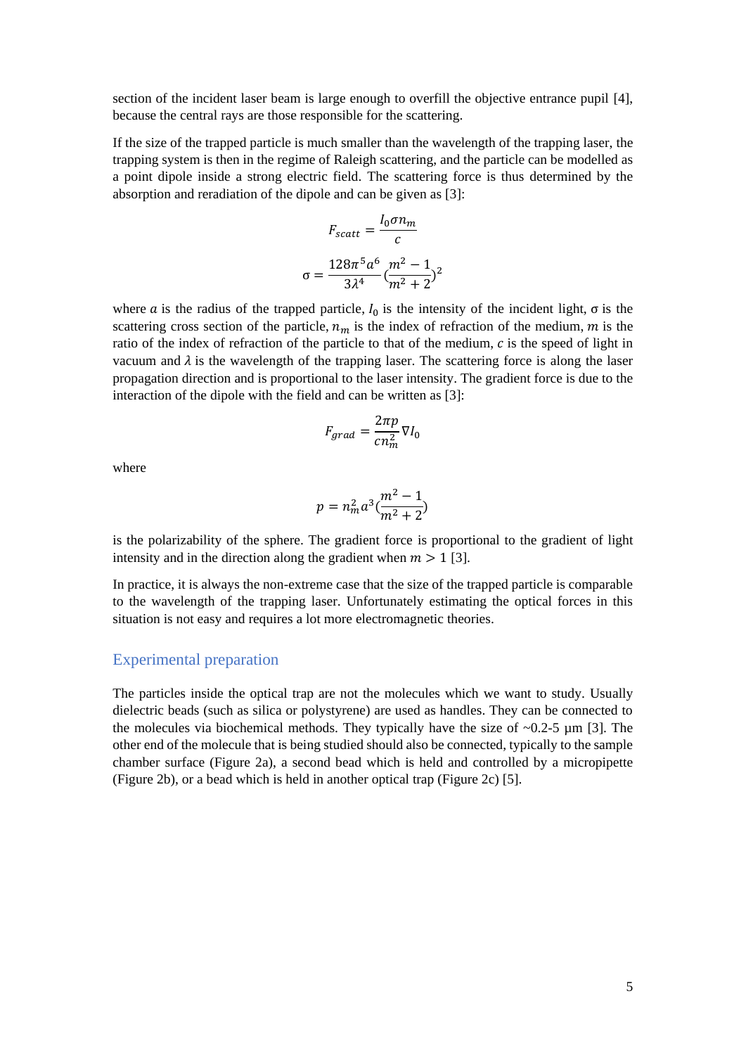section of the incident laser beam is large enough to overfill the objective entrance pupil [4], because the central rays are those responsible for the scattering.

If the size of the trapped particle is much smaller than the wavelength of the trapping laser, the trapping system is then in the regime of Raleigh scattering, and the particle can be modelled as a point dipole inside a strong electric field. The scattering force is thus determined by the absorption and reradiation of the dipole and can be given as [3]:

$$F_{scatt} = \frac{I_0 \sigma n_m}{c}$$

$$\sigma = \frac{128\pi^5 a^6}{3\lambda^4}\left(\frac{m^2 - 1}{m^2 + 2}\right)^2$$

where $a$ is the radius of the trapped particle, $I_0$ is the intensity of the incident light, σ is the scattering cross section of the particle, $n_m$ is the index of refraction of the medium, $m$ is the ratio of the index of refraction of the particle to that of the medium, $c$ is the speed of light in vacuum and $\lambda$ is the wavelength of the trapping laser. The scattering force is along the laser propagation direction and is proportional to the laser intensity. The gradient force is due to the interaction of the dipole with the field and can be written as [3]:

$$F_{grad} = \frac{2\pi p}{c n_m^2} \nabla I_0$$

where

$$p = n_m^2 a^3 \left(\frac{m^2 - 1}{m^2 + 2}\right)$$

is the polarizability of the sphere. The gradient force is proportional to the gradient of light intensity and in the direction along the gradient when $m > 1$ [3].

In practice, it is always the non-extreme case that the size of the trapped particle is comparable to the wavelength of the trapping laser. Unfortunately estimating the optical forces in this situation is not easy and requires a lot more electromagnetic theories.

## Experimental preparation

The particles inside the optical trap are not the molecules which we want to study. Usually dielectric beads (such as silica or polystyrene) are used as handles. They can be connected to the molecules via biochemical methods. They typically have the size of ~0.2-5 μm [3]. The other end of the molecule that is being studied should also be connected, typically to the sample chamber surface (Figure 2a), a second bead which is held and controlled by a micropipette (Figure 2b), or a bead which is held in another optical trap (Figure 2c) [5].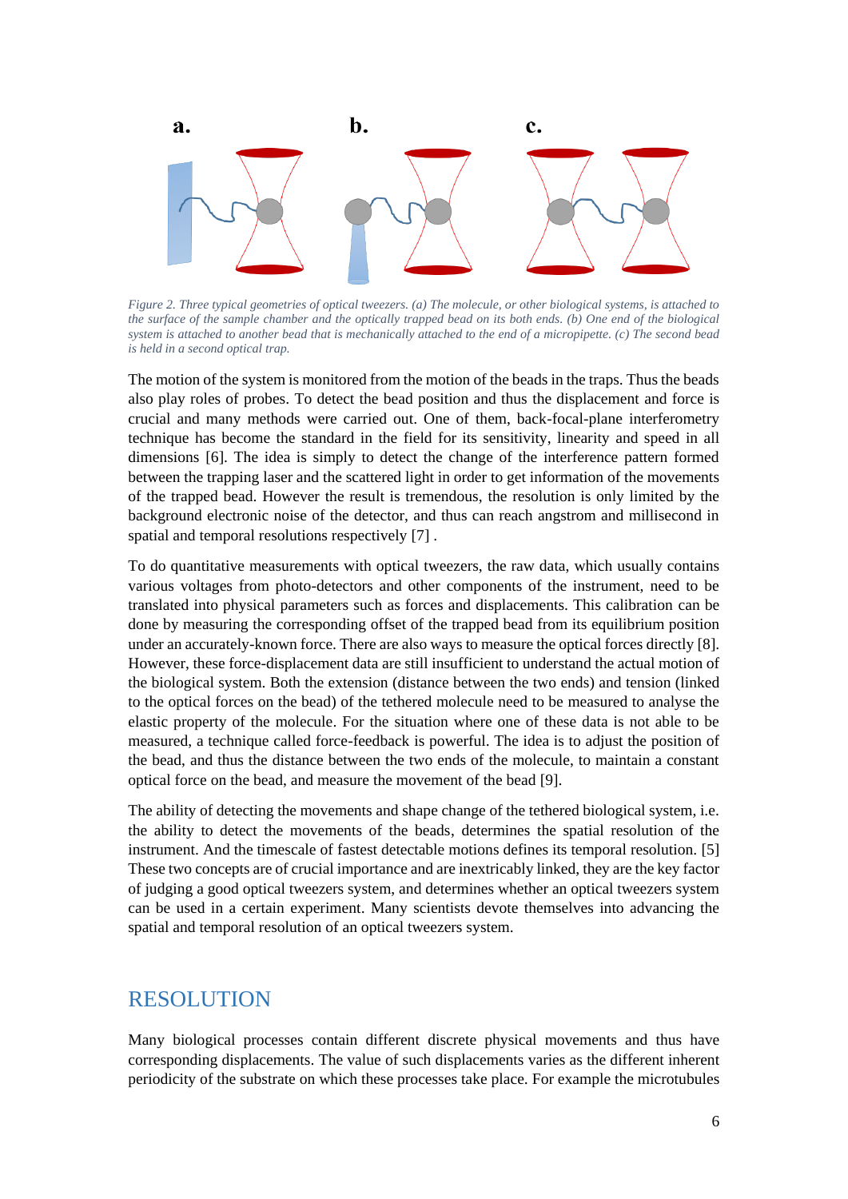*Figure 2. Three typical geometries of optical tweezers. (a) The molecule, or other biological systems, is attached to the surface of the sample chamber and the optically trapped bead on its both ends. (b) One end of the biological system is attached to another bead that is mechanically attached to the end of a micropipette. (c) The second bead is held in a second optical trap.*

The motion of the system is monitored from the motion of the beads in the traps. Thus the beads also play roles of probes. To detect the bead position and thus the displacement and force is crucial and many methods were carried out. One of them, back-focal-plane interferometry technique has become the standard in the field for its sensitivity, linearity and speed in all dimensions [6]. The idea is simply to detect the change of the interference pattern formed between the trapping laser and the scattered light in order to get information of the movements of the trapped bead. However the result is tremendous, the resolution is only limited by the background electronic noise of the detector, and thus can reach angstrom and millisecond in spatial and temporal resolutions respectively [7] .

To do quantitative measurements with optical tweezers, the raw data, which usually contains various voltages from photo-detectors and other components of the instrument, need to be translated into physical parameters such as forces and displacements. This calibration can be done by measuring the corresponding offset of the trapped bead from its equilibrium position under an accurately-known force. There are also ways to measure the optical forces directly [8]. However, these force-displacement data are still insufficient to understand the actual motion of the biological system. Both the extension (distance between the two ends) and tension (linked to the optical forces on the bead) of the tethered molecule need to be measured to analyse the elastic property of the molecule. For the situation where one of these data is not able to be measured, a technique called force-feedback is powerful. The idea is to adjust the position of the bead, and thus the distance between the two ends of the molecule, to maintain a constant optical force on the bead, and measure the movement of the bead [9].

The ability of detecting the movements and shape change of the tethered biological system, i.e. the ability to detect the movements of the beads, determines the spatial resolution of the instrument. And the timescale of fastest detectable motions defines its temporal resolution. [5] These two concepts are of crucial importance and are inextricably linked, they are the key factor of judging a good optical tweezers system, and determines whether an optical tweezers system can be used in a certain experiment. Many scientists devote themselves into advancing the spatial and temporal resolution of an optical tweezers system.

## RESOLUTION

Many biological processes contain different discrete physical movements and thus have corresponding displacements. The value of such displacements varies as the different inherent periodicity of the substrate on which these processes take place. For example the microtubules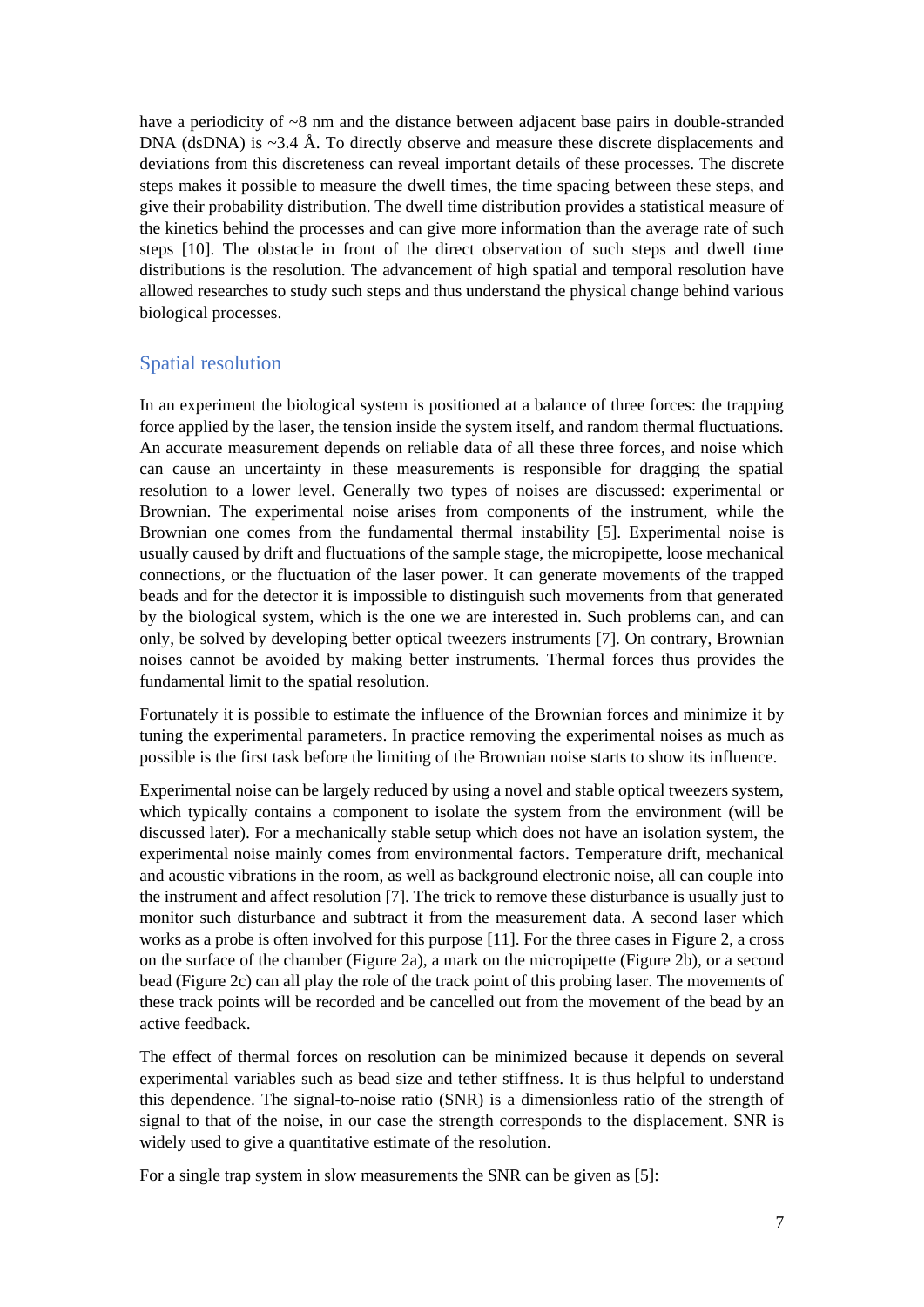have a periodicity of ~8 nm and the distance between adjacent base pairs in double-stranded DNA (dsDNA) is ~3.4 Å. To directly observe and measure these discrete displacements and deviations from this discreteness can reveal important details of these processes. The discrete steps makes it possible to measure the dwell times, the time spacing between these steps, and give their probability distribution. The dwell time distribution provides a statistical measure of the kinetics behind the processes and can give more information than the average rate of such steps [10]. The obstacle in front of the direct observation of such steps and dwell time distributions is the resolution. The advancement of high spatial and temporal resolution have allowed researches to study such steps and thus understand the physical change behind various biological processes.

## Spatial resolution

In an experiment the biological system is positioned at a balance of three forces: the trapping force applied by the laser, the tension inside the system itself, and random thermal fluctuations. An accurate measurement depends on reliable data of all these three forces, and noise which can cause an uncertainty in these measurements is responsible for dragging the spatial resolution to a lower level. Generally two types of noises are discussed: experimental or Brownian. The experimental noise arises from components of the instrument, while the Brownian one comes from the fundamental thermal instability [5]. Experimental noise is usually caused by drift and fluctuations of the sample stage, the micropipette, loose mechanical connections, or the fluctuation of the laser power. It can generate movements of the trapped beads and for the detector it is impossible to distinguish such movements from that generated by the biological system, which is the one we are interested in. Such problems can, and can only, be solved by developing better optical tweezers instruments [7]. On contrary, Brownian noises cannot be avoided by making better instruments. Thermal forces thus provides the fundamental limit to the spatial resolution.

Fortunately it is possible to estimate the influence of the Brownian forces and minimize it by tuning the experimental parameters. In practice removing the experimental noises as much as possible is the first task before the limiting of the Brownian noise starts to show its influence.

Experimental noise can be largely reduced by using a novel and stable optical tweezers system, which typically contains a component to isolate the system from the environment (will be discussed later). For a mechanically stable setup which does not have an isolation system, the experimental noise mainly comes from environmental factors. Temperature drift, mechanical and acoustic vibrations in the room, as well as background electronic noise, all can couple into the instrument and affect resolution [7]. The trick to remove these disturbance is usually just to monitor such disturbance and subtract it from the measurement data. A second laser which works as a probe is often involved for this purpose [11]. For the three cases in Figure 2, a cross on the surface of the chamber (Figure 2a), a mark on the micropipette (Figure 2b), or a second bead (Figure 2c) can all play the role of the track point of this probing laser. The movements of these track points will be recorded and be cancelled out from the movement of the bead by an active feedback.

The effect of thermal forces on resolution can be minimized because it depends on several experimental variables such as bead size and tether stiffness. It is thus helpful to understand this dependence. The signal-to-noise ratio (SNR) is a dimensionless ratio of the strength of signal to that of the noise, in our case the strength corresponds to the displacement. SNR is widely used to give a quantitative estimate of the resolution.

For a single trap system in slow measurements the SNR can be given as [5]: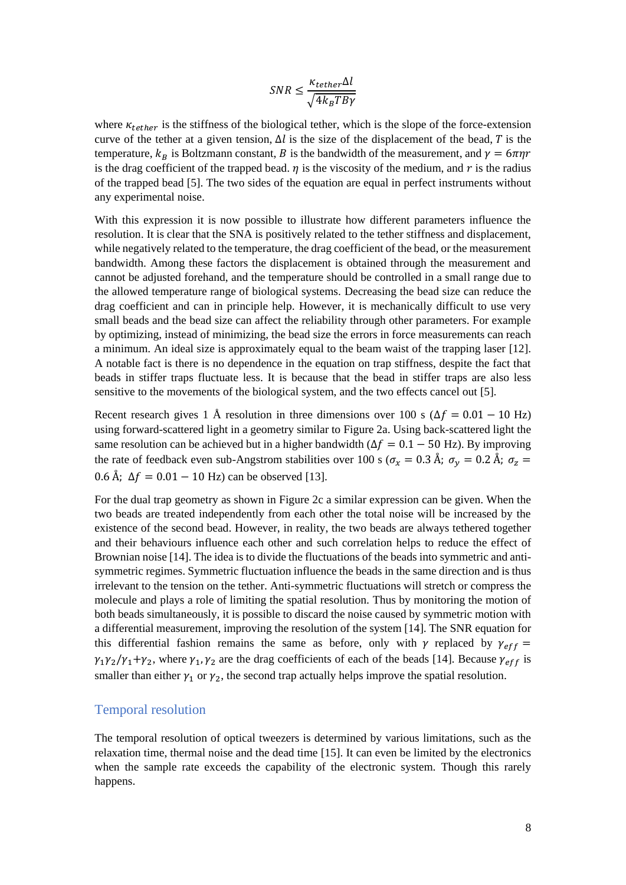$$SNR \leq \frac{\kappa_{tether}\Delta l}{\sqrt{4k_B T B\gamma}}$$

where $\kappa_{tether}$ is the stiffness of the biological tether, which is the slope of the force-extension curve of the tether at a given tension, $\Delta l$ is the size of the displacement of the bead, $T$ is the temperature, $k_B$ is Boltzmann constant, $B$ is the bandwidth of the measurement, and $\gamma = 6\pi\eta r$ is the drag coefficient of the trapped bead. $\eta$ is the viscosity of the medium, and $r$ is the radius of the trapped bead [5]. The two sides of the equation are equal in perfect instruments without any experimental noise.

With this expression it is now possible to illustrate how different parameters influence the resolution. It is clear that the SNA is positively related to the tether stiffness and displacement, while negatively related to the temperature, the drag coefficient of the bead, or the measurement bandwidth. Among these factors the displacement is obtained through the measurement and cannot be adjusted forehand, and the temperature should be controlled in a small range due to the allowed temperature range of biological systems. Decreasing the bead size can reduce the drag coefficient and can in principle help. However, it is mechanically difficult to use very small beads and the bead size can affect the reliability through other parameters. For example by optimizing, instead of minimizing, the bead size the errors in force measurements can reach a minimum. An ideal size is approximately equal to the beam waist of the trapping laser [12]. A notable fact is there is no dependence in the equation on trap stiffness, despite the fact that beads in stiffer traps fluctuate less. It is because that the bead in stiffer traps are also less sensitive to the movements of the biological system, and the two effects cancel out [5].

Recent research gives 1 Å resolution in three dimensions over 100 s ($\Delta f = 0.01 - 10$ Hz) using forward-scattered light in a geometry similar to Figure 2a. Using back-scattered light the same resolution can be achieved but in a higher bandwidth ($\Delta f = 0.1 - 50$ Hz). By improving the rate of feedback even sub-Angstrom stabilities over 100 s ($\sigma_x = 0.3$ Å; $\sigma_y = 0.2$ Å; $\sigma_z = 0.6$ Å; $\Delta f = 0.01 - 10$ Hz) can be observed [13].

For the dual trap geometry as shown in Figure 2c a similar expression can be given. When the two beads are treated independently from each other the total noise will be increased by the existence of the second bead. However, in reality, the two beads are always tethered together and their behaviours influence each other and such correlation helps to reduce the effect of Brownian noise [14]. The idea is to divide the fluctuations of the beads into symmetric and anti-symmetric regimes. Symmetric fluctuation influence the beads in the same direction and is thus irrelevant to the tension on the tether. Anti-symmetric fluctuations will stretch or compress the molecule and plays a role of limiting the spatial resolution. Thus by monitoring the motion of both beads simultaneously, it is possible to discard the noise caused by symmetric motion with a differential measurement, improving the resolution of the system [14]. The SNR equation for this differential fashion remains the same as before, only with $\gamma$ replaced by $\gamma_{eff} = \gamma_1\gamma_2/\gamma_1{+}\gamma_2$, where $\gamma_1, \gamma_2$ are the drag coefficients of each of the beads [14]. Because $\gamma_{eff}$ is smaller than either $\gamma_1$ or $\gamma_2$, the second trap actually helps improve the spatial resolution.

## Temporal resolution

The temporal resolution of optical tweezers is determined by various limitations, such as the relaxation time, thermal noise and the dead time [15]. It can even be limited by the electronics when the sample rate exceeds the capability of the electronic system. Though this rarely happens.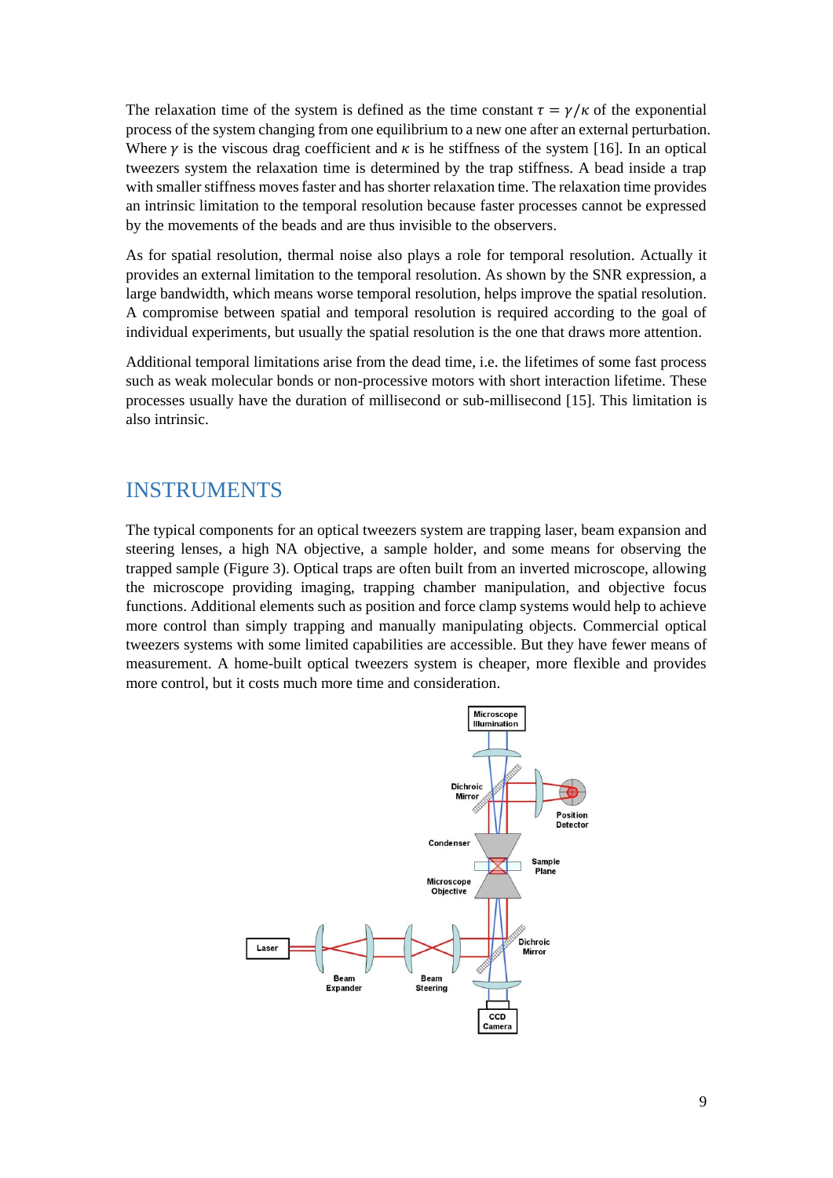The relaxation time of the system is defined as the time constant $\tau = \gamma/\kappa$ of the exponential process of the system changing from one equilibrium to a new one after an external perturbation. Where $\gamma$ is the viscous drag coefficient and $\kappa$ is he stiffness of the system [16]. In an optical tweezers system the relaxation time is determined by the trap stiffness. A bead inside a trap with smaller stiffness moves faster and has shorter relaxation time. The relaxation time provides an intrinsic limitation to the temporal resolution because faster processes cannot be expressed by the movements of the beads and are thus invisible to the observers.

As for spatial resolution, thermal noise also plays a role for temporal resolution. Actually it provides an external limitation to the temporal resolution. As shown by the SNR expression, a large bandwidth, which means worse temporal resolution, helps improve the spatial resolution. A compromise between spatial and temporal resolution is required according to the goal of individual experiments, but usually the spatial resolution is the one that draws more attention.

Additional temporal limitations arise from the dead time, i.e. the lifetimes of some fast process such as weak molecular bonds or non-processive motors with short interaction lifetime. These processes usually have the duration of millisecond or sub-millisecond [15]. This limitation is also intrinsic.

# INSTRUMENTS

The typical components for an optical tweezers system are trapping laser, beam expansion and steering lenses, a high NA objective, a sample holder, and some means for observing the trapped sample (Figure 3). Optical traps are often built from an inverted microscope, allowing the microscope providing imaging, trapping chamber manipulation, and objective focus functions. Additional elements such as position and force clamp systems would help to achieve more control than simply trapping and manually manipulating objects. Commercial optical tweezers systems with some limited capabilities are accessible. But they have fewer means of measurement. A home-built optical tweezers system is cheaper, more flexible and provides more control, but it costs much more time and consideration.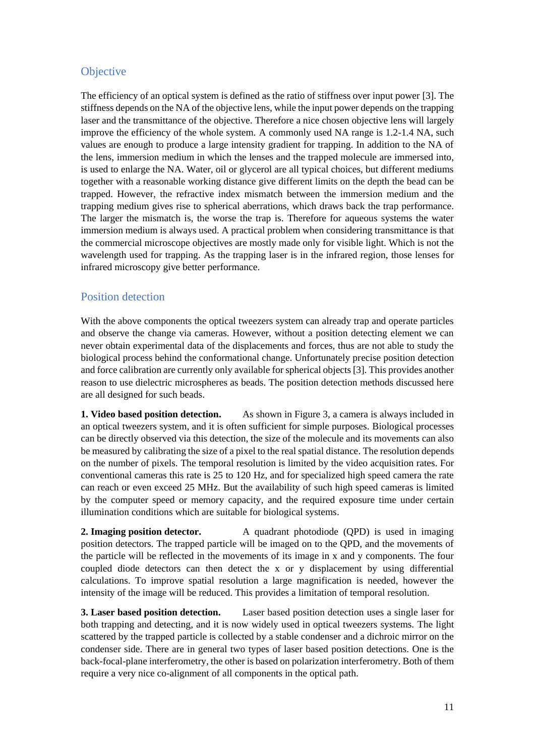## Objective

The efficiency of an optical system is defined as the ratio of stiffness over input power [3]. The stiffness depends on the NA of the objective lens, while the input power depends on the trapping laser and the transmittance of the objective. Therefore a nice chosen objective lens will largely improve the efficiency of the whole system. A commonly used NA range is 1.2-1.4 NA, such values are enough to produce a large intensity gradient for trapping. In addition to the NA of the lens, immersion medium in which the lenses and the trapped molecule are immersed into, is used to enlarge the NA. Water, oil or glycerol are all typical choices, but different mediums together with a reasonable working distance give different limits on the depth the bead can be trapped. However, the refractive index mismatch between the immersion medium and the trapping medium gives rise to spherical aberrations, which draws back the trap performance. The larger the mismatch is, the worse the trap is. Therefore for aqueous systems the water immersion medium is always used. A practical problem when considering transmittance is that the commercial microscope objectives are mostly made only for visible light. Which is not the wavelength used for trapping. As the trapping laser is in the infrared region, those lenses for infrared microscopy give better performance.

## Position detection

With the above components the optical tweezers system can already trap and operate particles and observe the change via cameras. However, without a position detecting element we can never obtain experimental data of the displacements and forces, thus are not able to study the biological process behind the conformational change. Unfortunately precise position detection and force calibration are currently only available for spherical objects [3]. This provides another reason to use dielectric microspheres as beads. The position detection methods discussed here are all designed for such beads.

**1. Video based position detection.** As shown in Figure 3, a camera is always included in an optical tweezers system, and it is often sufficient for simple purposes. Biological processes can be directly observed via this detection, the size of the molecule and its movements can also be measured by calibrating the size of a pixel to the real spatial distance. The resolution depends on the number of pixels. The temporal resolution is limited by the video acquisition rates. For conventional cameras this rate is 25 to 120 Hz, and for specialized high speed camera the rate can reach or even exceed 25 MHz. But the availability of such high speed cameras is limited by the computer speed or memory capacity, and the required exposure time under certain illumination conditions which are suitable for biological systems.

**2. Imaging position detector.** A quadrant photodiode (QPD) is used in imaging position detectors. The trapped particle will be imaged on to the QPD, and the movements of the particle will be reflected in the movements of its image in x and y components. The four coupled diode detectors can then detect the x or y displacement by using differential calculations. To improve spatial resolution a large magnification is needed, however the intensity of the image will be reduced. This provides a limitation of temporal resolution.

**3. Laser based position detection.** Laser based position detection uses a single laser for both trapping and detecting, and it is now widely used in optical tweezers systems. The light scattered by the trapped particle is collected by a stable condenser and a dichroic mirror on the condenser side. There are in general two types of laser based position detections. One is the back-focal-plane interferometry, the other is based on polarization interferometry. Both of them require a very nice co-alignment of all components in the optical path.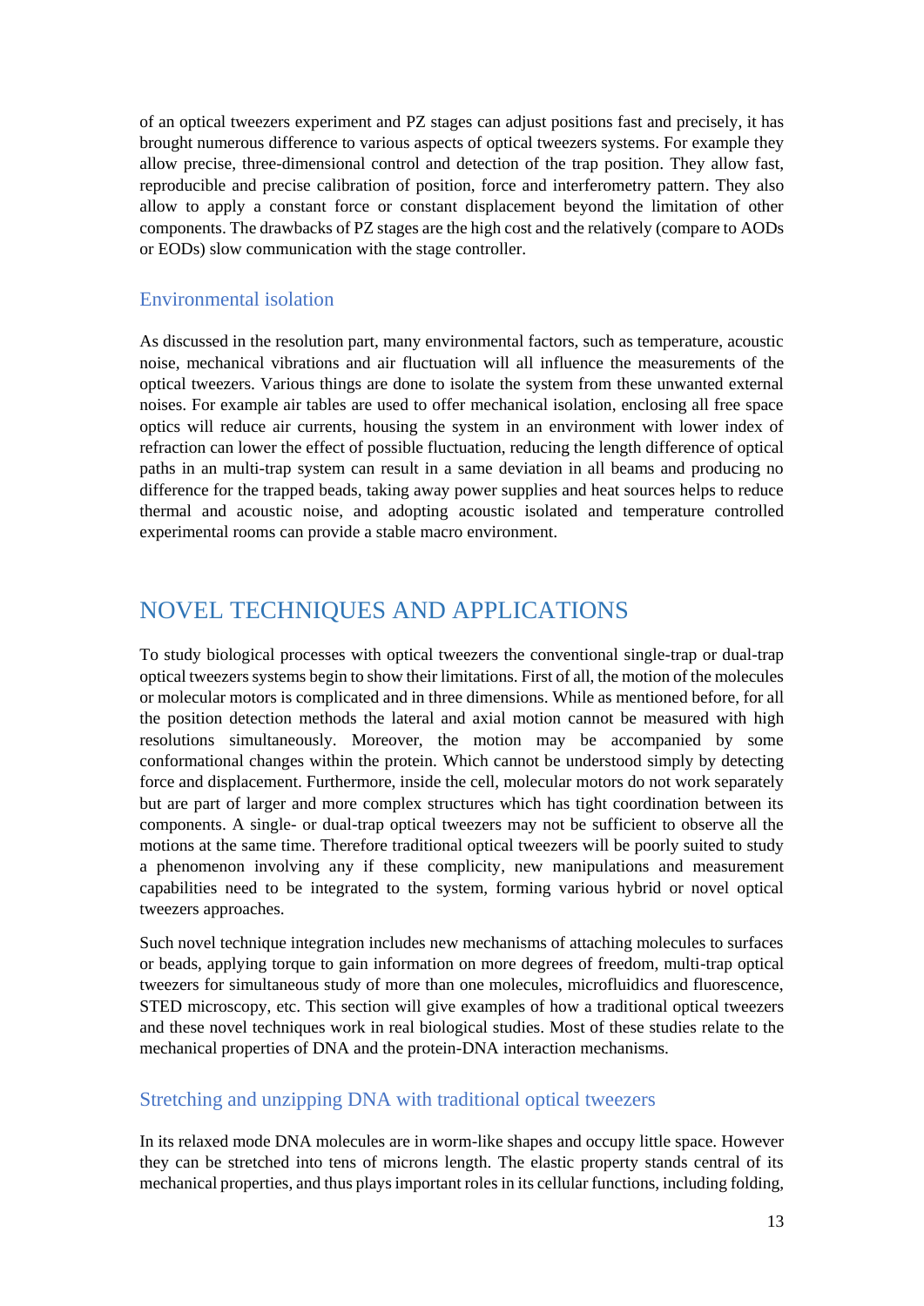of an optical tweezers experiment and PZ stages can adjust positions fast and precisely, it has brought numerous difference to various aspects of optical tweezers systems. For example they allow precise, three-dimensional control and detection of the trap position. They allow fast, reproducible and precise calibration of position, force and interferometry pattern. They also allow to apply a constant force or constant displacement beyond the limitation of other components. The drawbacks of PZ stages are the high cost and the relatively (compare to AODs or EODs) slow communication with the stage controller.

### Environmental isolation

As discussed in the resolution part, many environmental factors, such as temperature, acoustic noise, mechanical vibrations and air fluctuation will all influence the measurements of the optical tweezers. Various things are done to isolate the system from these unwanted external noises. For example air tables are used to offer mechanical isolation, enclosing all free space optics will reduce air currents, housing the system in an environment with lower index of refraction can lower the effect of possible fluctuation, reducing the length difference of optical paths in an multi-trap system can result in a same deviation in all beams and producing no difference for the trapped beads, taking away power supplies and heat sources helps to reduce thermal and acoustic noise, and adopting acoustic isolated and temperature controlled experimental rooms can provide a stable macro environment.

## NOVEL TECHNIQUES AND APPLICATIONS

To study biological processes with optical tweezers the conventional single-trap or dual-trap optical tweezers systems begin to show their limitations. First of all, the motion of the molecules or molecular motors is complicated and in three dimensions. While as mentioned before, for all the position detection methods the lateral and axial motion cannot be measured with high resolutions simultaneously. Moreover, the motion may be accompanied by some conformational changes within the protein. Which cannot be understood simply by detecting force and displacement. Furthermore, inside the cell, molecular motors do not work separately but are part of larger and more complex structures which has tight coordination between its components. A single- or dual-trap optical tweezers may not be sufficient to observe all the motions at the same time. Therefore traditional optical tweezers will be poorly suited to study a phenomenon involving any if these complicity, new manipulations and measurement capabilities need to be integrated to the system, forming various hybrid or novel optical tweezers approaches.

Such novel technique integration includes new mechanisms of attaching molecules to surfaces or beads, applying torque to gain information on more degrees of freedom, multi-trap optical tweezers for simultaneous study of more than one molecules, microfluidics and fluorescence, STED microscopy, etc. This section will give examples of how a traditional optical tweezers and these novel techniques work in real biological studies. Most of these studies relate to the mechanical properties of DNA and the protein-DNA interaction mechanisms.

### Stretching and unzipping DNA with traditional optical tweezers

In its relaxed mode DNA molecules are in worm-like shapes and occupy little space. However they can be stretched into tens of microns length. The elastic property stands central of its mechanical properties, and thus plays important roles in its cellular functions, including folding,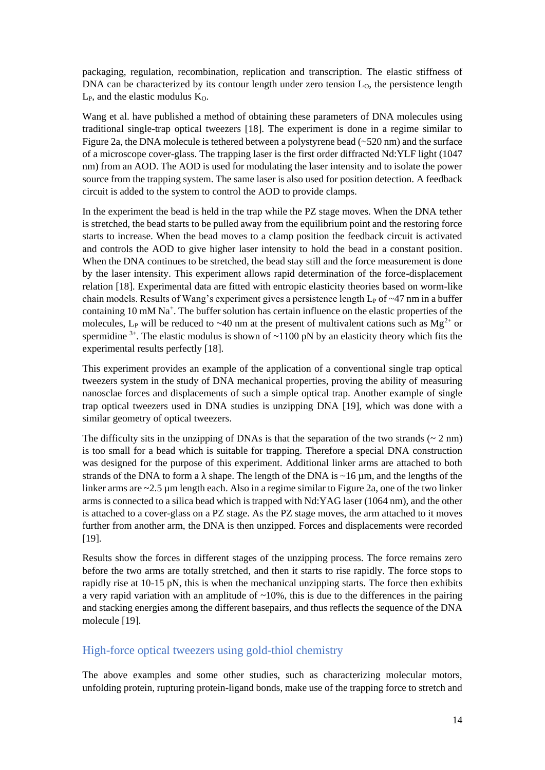packaging, regulation, recombination, replication and transcription. The elastic stiffness of DNA can be characterized by its contour length under zero tension $L_O$, the persistence length $L_P$, and the elastic modulus $K_O$.

Wang et al. have published a method of obtaining these parameters of DNA molecules using traditional single-trap optical tweezers [18]. The experiment is done in a regime similar to Figure 2a, the DNA molecule is tethered between a polystyrene bead (~520 nm) and the surface of a microscope cover-glass. The trapping laser is the first order diffracted Nd:YLF light (1047 nm) from an AOD. The AOD is used for modulating the laser intensity and to isolate the power source from the trapping system. The same laser is also used for position detection. A feedback circuit is added to the system to control the AOD to provide clamps.

In the experiment the bead is held in the trap while the PZ stage moves. When the DNA tether is stretched, the bead starts to be pulled away from the equilibrium point and the restoring force starts to increase. When the bead moves to a clamp position the feedback circuit is activated and controls the AOD to give higher laser intensity to hold the bead in a constant position. When the DNA continues to be stretched, the bead stay still and the force measurement is done by the laser intensity. This experiment allows rapid determination of the force-displacement relation [18]. Experimental data are fitted with entropic elasticity theories based on worm-like chain models. Results of Wang's experiment gives a persistence length $L_P$ of ~47 nm in a buffer containing 10 mM $Na^+$. The buffer solution has certain influence on the elastic properties of the molecules, $L_P$ will be reduced to ~40 nm at the present of multivalent cations such as $Mg^{2+}$ or spermidine $^{3+}$. The elastic modulus is shown of ~1100 pN by an elasticity theory which fits the experimental results perfectly [18].

This experiment provides an example of the application of a conventional single trap optical tweezers system in the study of DNA mechanical properties, proving the ability of measuring nanosclae forces and displacements of such a simple optical trap. Another example of single trap optical tweezers used in DNA studies is unzipping DNA [19], which was done with a similar geometry of optical tweezers.

The difficulty sits in the unzipping of DNAs is that the separation of the two strands (~ 2 nm) is too small for a bead which is suitable for trapping. Therefore a special DNA construction was designed for the purpose of this experiment. Additional linker arms are attached to both strands of the DNA to form a λ shape. The length of the DNA is ~16 µm, and the lengths of the linker arms are ~2.5 µm length each. Also in a regime similar to Figure 2a, one of the two linker arms is connected to a silica bead which is trapped with Nd:YAG laser (1064 nm), and the other is attached to a cover-glass on a PZ stage. As the PZ stage moves, the arm attached to it moves further from another arm, the DNA is then unzipped. Forces and displacements were recorded [19].

Results show the forces in different stages of the unzipping process. The force remains zero before the two arms are totally stretched, and then it starts to rise rapidly. The force stops to rapidly rise at 10-15 pN, this is when the mechanical unzipping starts. The force then exhibits a very rapid variation with an amplitude of ~10%, this is due to the differences in the pairing and stacking energies among the different basepairs, and thus reflects the sequence of the DNA molecule [19].

## High-force optical tweezers using gold-thiol chemistry

The above examples and some other studies, such as characterizing molecular motors, unfolding protein, rupturing protein-ligand bonds, make use of the trapping force to stretch and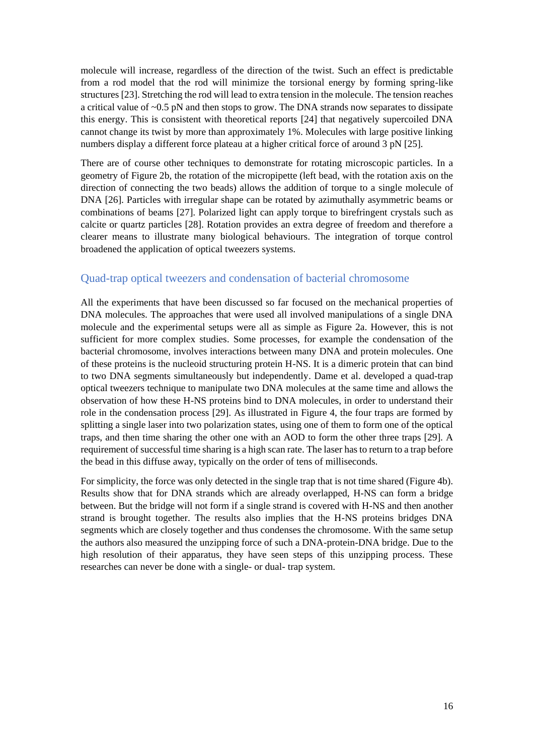molecule will increase, regardless of the direction of the twist. Such an effect is predictable from a rod model that the rod will minimize the torsional energy by forming spring-like structures [23]. Stretching the rod will lead to extra tension in the molecule. The tension reaches a critical value of ~0.5 pN and then stops to grow. The DNA strands now separates to dissipate this energy. This is consistent with theoretical reports [24] that negatively supercoiled DNA cannot change its twist by more than approximately 1%. Molecules with large positive linking numbers display a different force plateau at a higher critical force of around 3 pN [25].

There are of course other techniques to demonstrate for rotating microscopic particles. In a geometry of Figure 2b, the rotation of the micropipette (left bead, with the rotation axis on the direction of connecting the two beads) allows the addition of torque to a single molecule of DNA [26]. Particles with irregular shape can be rotated by azimuthally asymmetric beams or combinations of beams [27]. Polarized light can apply torque to birefringent crystals such as calcite or quartz particles [28]. Rotation provides an extra degree of freedom and therefore a clearer means to illustrate many biological behaviours. The integration of torque control broadened the application of optical tweezers systems.

## Quad-trap optical tweezers and condensation of bacterial chromosome

All the experiments that have been discussed so far focused on the mechanical properties of DNA molecules. The approaches that were used all involved manipulations of a single DNA molecule and the experimental setups were all as simple as Figure 2a. However, this is not sufficient for more complex studies. Some processes, for example the condensation of the bacterial chromosome, involves interactions between many DNA and protein molecules. One of these proteins is the nucleoid structuring protein H-NS. It is a dimeric protein that can bind to two DNA segments simultaneously but independently. Dame et al. developed a quad-trap optical tweezers technique to manipulate two DNA molecules at the same time and allows the observation of how these H-NS proteins bind to DNA molecules, in order to understand their role in the condensation process [29]. As illustrated in Figure 4, the four traps are formed by splitting a single laser into two polarization states, using one of them to form one of the optical traps, and then time sharing the other one with an AOD to form the other three traps [29]. A requirement of successful time sharing is a high scan rate. The laser has to return to a trap before the bead in this diffuse away, typically on the order of tens of milliseconds.

For simplicity, the force was only detected in the single trap that is not time shared (Figure 4b). Results show that for DNA strands which are already overlapped, H-NS can form a bridge between. But the bridge will not form if a single strand is covered with H-NS and then another strand is brought together. The results also implies that the H-NS proteins bridges DNA segments which are closely together and thus condenses the chromosome. With the same setup the authors also measured the unzipping force of such a DNA-protein-DNA bridge. Due to the high resolution of their apparatus, they have seen steps of this unzipping process. These researches can never be done with a single- or dual- trap system.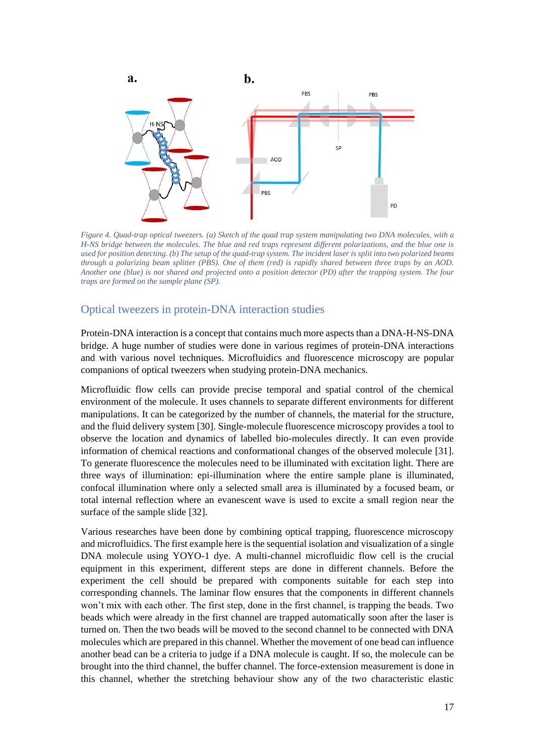Figure 4. Quad-trap optical tweezers. (a) Sketch of the quad trap system manipulating two DNA molecules, with a H-NS bridge between the molecules. The blue and red traps represent different polarizations, and the blue one is used for position detecting. (b) The setup of the quad-trap system. The incident laser is split into two polarized beams through a polarizing beam splitter (PBS). One of them (red) is rapidly shared between three traps by an AOD. Another one (blue) is not shared and projected onto a position detector (PD) after the trapping system. The four traps are formed on the sample plane (SP).

## Optical tweezers in protein-DNA interaction studies

Protein-DNA interaction is a concept that contains much more aspects than a DNA-H-NS-DNA bridge. A huge number of studies were done in various regimes of protein-DNA interactions and with various novel techniques. Microfluidics and fluorescence microscopy are popular companions of optical tweezers when studying protein-DNA mechanics.

Microfluidic flow cells can provide precise temporal and spatial control of the chemical environment of the molecule. It uses channels to separate different environments for different manipulations. It can be categorized by the number of channels, the material for the structure, and the fluid delivery system [30]. Single-molecule fluorescence microscopy provides a tool to observe the location and dynamics of labelled bio-molecules directly. It can even provide information of chemical reactions and conformational changes of the observed molecule [31]. To generate fluorescence the molecules need to be illuminated with excitation light. There are three ways of illumination: epi-illumination where the entire sample plane is illuminated, confocal illumination where only a selected small area is illuminated by a focused beam, or total internal reflection where an evanescent wave is used to excite a small region near the surface of the sample slide [32].

Various researches have been done by combining optical trapping, fluorescence microscopy and microfluidics. The first example here is the sequential isolation and visualization of a single DNA molecule using YOYO-1 dye. A multi-channel microfluidic flow cell is the crucial equipment in this experiment, different steps are done in different channels. Before the experiment the cell should be prepared with components suitable for each step into corresponding channels. The laminar flow ensures that the components in different channels won't mix with each other. The first step, done in the first channel, is trapping the beads. Two beads which were already in the first channel are trapped automatically soon after the laser is turned on. Then the two beads will be moved to the second channel to be connected with DNA molecules which are prepared in this channel. Whether the movement of one bead can influence another bead can be a criteria to judge if a DNA molecule is caught. If so, the molecule can be brought into the third channel, the buffer channel. The force-extension measurement is done in this channel, whether the stretching behaviour show any of the two characteristic elastic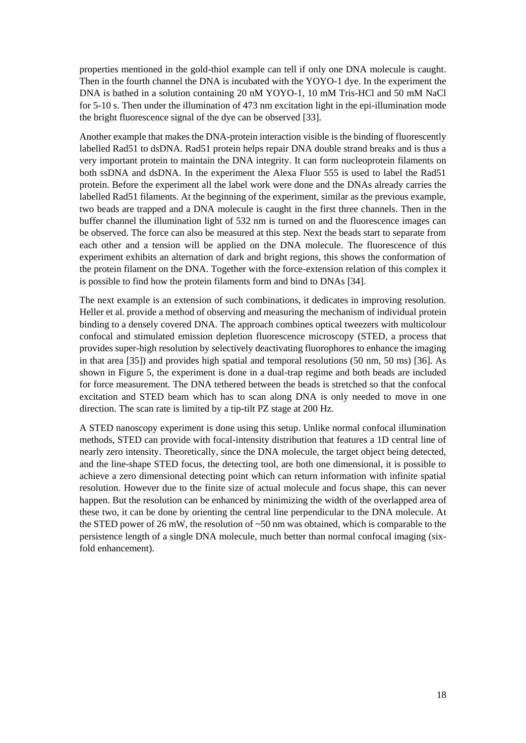properties mentioned in the gold-thiol example can tell if only one DNA molecule is caught. Then in the fourth channel the DNA is incubated with the YOYO-1 dye. In the experiment the DNA is bathed in a solution containing 20 nM YOYO-1, 10 mM Tris-HCl and 50 mM NaCl for 5-10 s. Then under the illumination of 473 nm excitation light in the epi-illumination mode the bright fluorescence signal of the dye can be observed [33].

Another example that makes the DNA-protein interaction visible is the binding of fluorescently labelled Rad51 to dsDNA. Rad51 protein helps repair DNA double strand breaks and is thus a very important protein to maintain the DNA integrity. It can form nucleoprotein filaments on both ssDNA and dsDNA. In the experiment the Alexa Fluor 555 is used to label the Rad51 protein. Before the experiment all the label work were done and the DNAs already carries the labelled Rad51 filaments. At the beginning of the experiment, similar as the previous example, two beads are trapped and a DNA molecule is caught in the first three channels. Then in the buffer channel the illumination light of 532 nm is turned on and the fluorescence images can be observed. The force can also be measured at this step. Next the beads start to separate from each other and a tension will be applied on the DNA molecule. The fluorescence of this experiment exhibits an alternation of dark and bright regions, this shows the conformation of the protein filament on the DNA. Together with the force-extension relation of this complex it is possible to find how the protein filaments form and bind to DNAs [34].

The next example is an extension of such combinations, it dedicates in improving resolution. Heller et al. provide a method of observing and measuring the mechanism of individual protein binding to a densely covered DNA. The approach combines optical tweezers with multicolour confocal and stimulated emission depletion fluorescence microscopy (STED, a process that provides super-high resolution by selectively deactivating fluorophores to enhance the imaging in that area [35]) and provides high spatial and temporal resolutions (50 nm, 50 ms) [36]. As shown in Figure 5, the experiment is done in a dual-trap regime and both beads are included for force measurement. The DNA tethered between the beads is stretched so that the confocal excitation and STED beam which has to scan along DNA is only needed to move in one direction. The scan rate is limited by a tip-tilt PZ stage at 200 Hz.

A STED nanoscopy experiment is done using this setup. Unlike normal confocal illumination methods, STED can provide with focal-intensity distribution that features a 1D central line of nearly zero intensity. Theoretically, since the DNA molecule, the target object being detected, and the line-shape STED focus, the detecting tool, are both one dimensional, it is possible to achieve a zero dimensional detecting point which can return information with infinite spatial resolution. However due to the finite size of actual molecule and focus shape, this can never happen. But the resolution can be enhanced by minimizing the width of the overlapped area of these two, it can be done by orienting the central line perpendicular to the DNA molecule. At the STED power of 26 mW, the resolution of ~50 nm was obtained, which is comparable to the persistence length of a single DNA molecule, much better than normal confocal imaging (six-fold enhancement).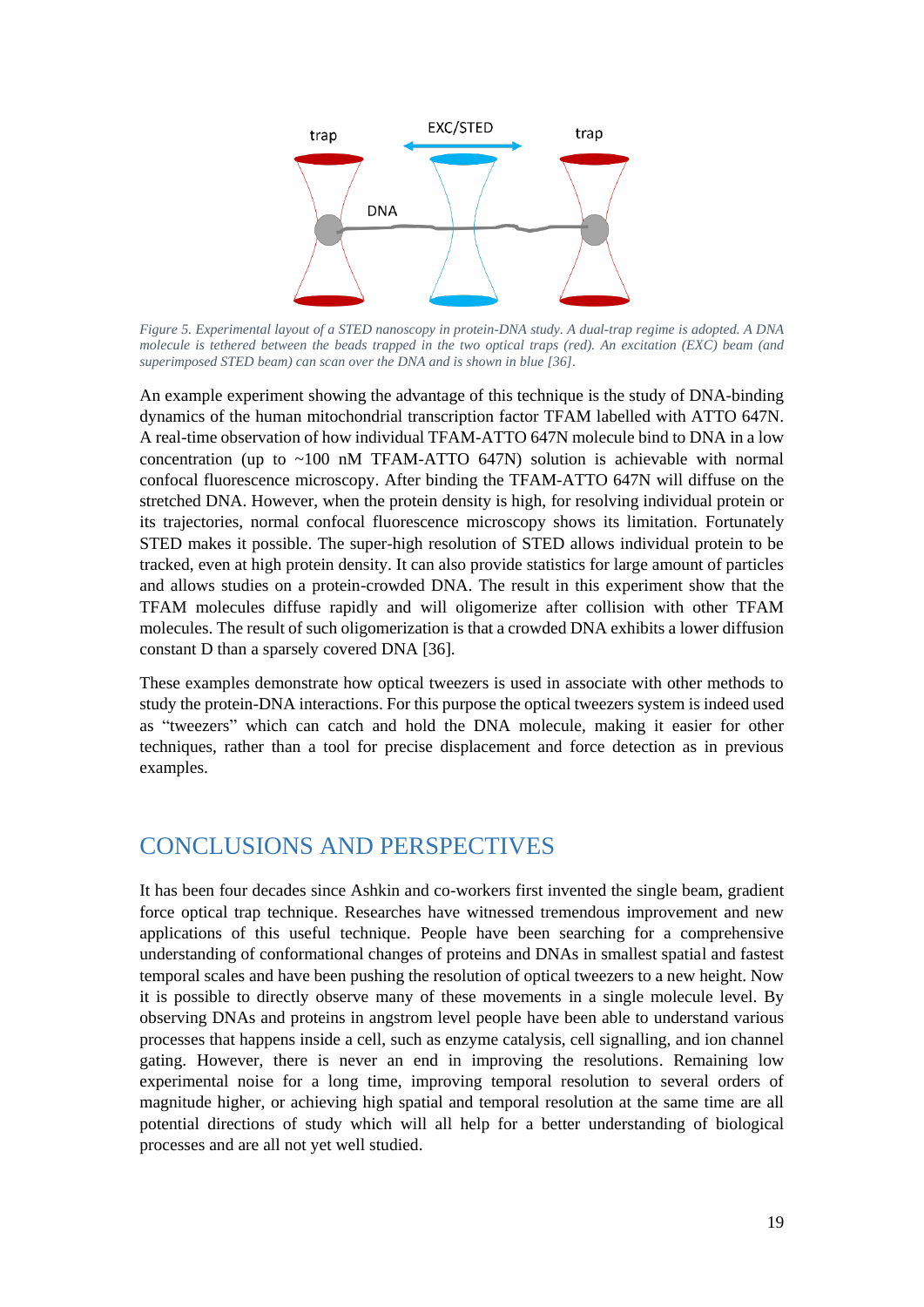*Figure 5. Experimental layout of a STED nanoscopy in protein-DNA study. A dual-trap regime is adopted. A DNA molecule is tethered between the beads trapped in the two optical traps (red). An excitation (EXC) beam (and superimposed STED beam) can scan over the DNA and is shown in blue [36].*

An example experiment showing the advantage of this technique is the study of DNA-binding dynamics of the human mitochondrial transcription factor TFAM labelled with ATTO 647N. A real-time observation of how individual TFAM-ATTO 647N molecule bind to DNA in a low concentration (up to ~100 nM TFAM-ATTO 647N) solution is achievable with normal confocal fluorescence microscopy. After binding the TFAM-ATTO 647N will diffuse on the stretched DNA. However, when the protein density is high, for resolving individual protein or its trajectories, normal confocal fluorescence microscopy shows its limitation. Fortunately STED makes it possible. The super-high resolution of STED allows individual protein to be tracked, even at high protein density. It can also provide statistics for large amount of particles and allows studies on a protein-crowded DNA. The result in this experiment show that the TFAM molecules diffuse rapidly and will oligomerize after collision with other TFAM molecules. The result of such oligomerization is that a crowded DNA exhibits a lower diffusion constant D than a sparsely covered DNA [36].

These examples demonstrate how optical tweezers is used in associate with other methods to study the protein-DNA interactions. For this purpose the optical tweezers system is indeed used as "tweezers" which can catch and hold the DNA molecule, making it easier for other techniques, rather than a tool for precise displacement and force detection as in previous examples.

# CONCLUSIONS AND PERSPECTIVES

It has been four decades since Ashkin and co-workers first invented the single beam, gradient force optical trap technique. Researches have witnessed tremendous improvement and new applications of this useful technique. People have been searching for a comprehensive understanding of conformational changes of proteins and DNAs in smallest spatial and fastest temporal scales and have been pushing the resolution of optical tweezers to a new height. Now it is possible to directly observe many of these movements in a single molecule level. By observing DNAs and proteins in angstrom level people have been able to understand various processes that happens inside a cell, such as enzyme catalysis, cell signalling, and ion channel gating. However, there is never an end in improving the resolutions. Remaining low experimental noise for a long time, improving temporal resolution to several orders of magnitude higher, or achieving high spatial and temporal resolution at the same time are all potential directions of study which will all help for a better understanding of biological processes and are all not yet well studied.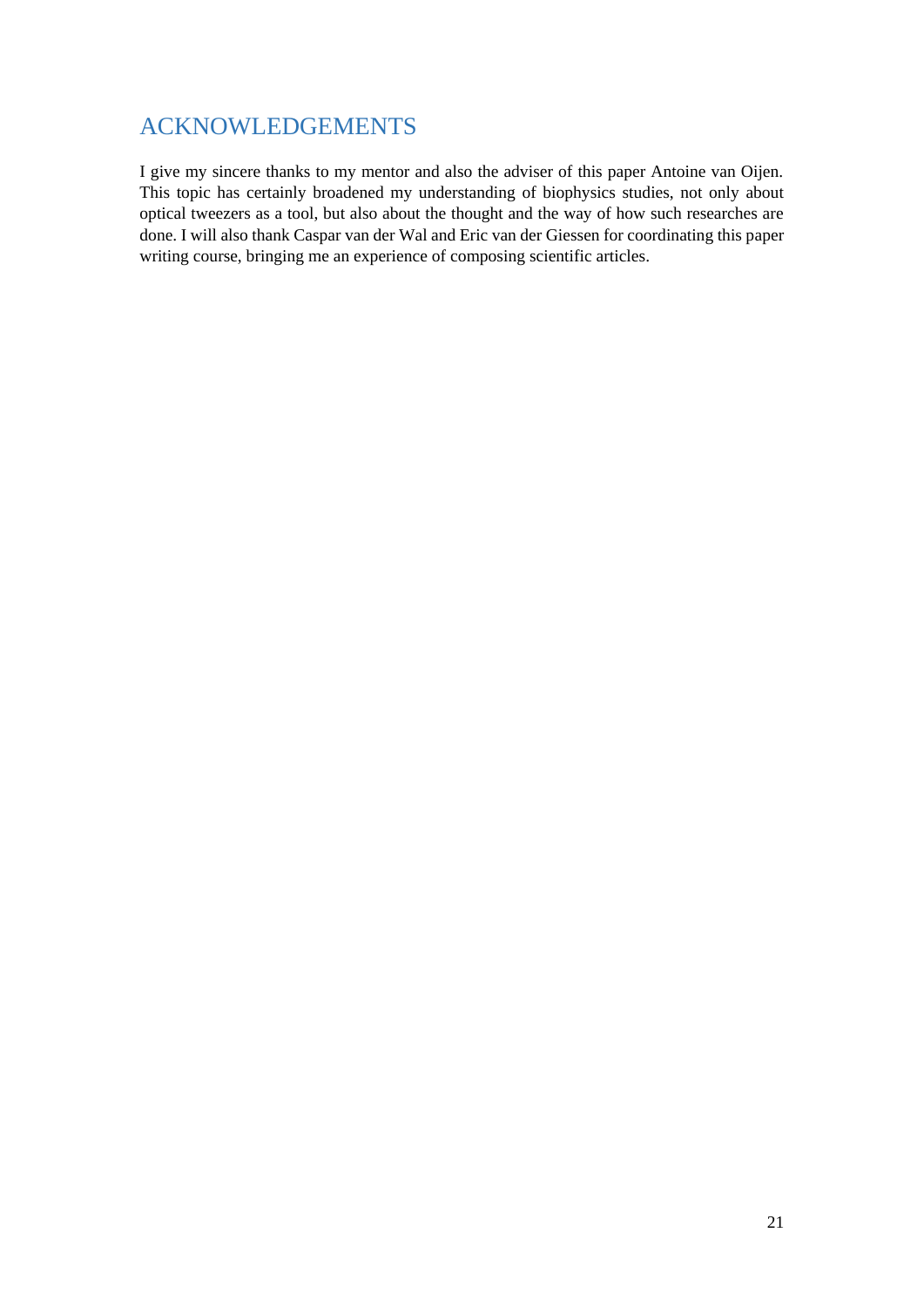# ACKNOWLEDGEMENTS

I give my sincere thanks to my mentor and also the adviser of this paper Antoine van Oijen. This topic has certainly broadened my understanding of biophysics studies, not only about optical tweezers as a tool, but also about the thought and the way of how such researches are done. I will also thank Caspar van der Wal and Eric van der Giessen for coordinating this paper writing course, bringing me an experience of composing scientific articles.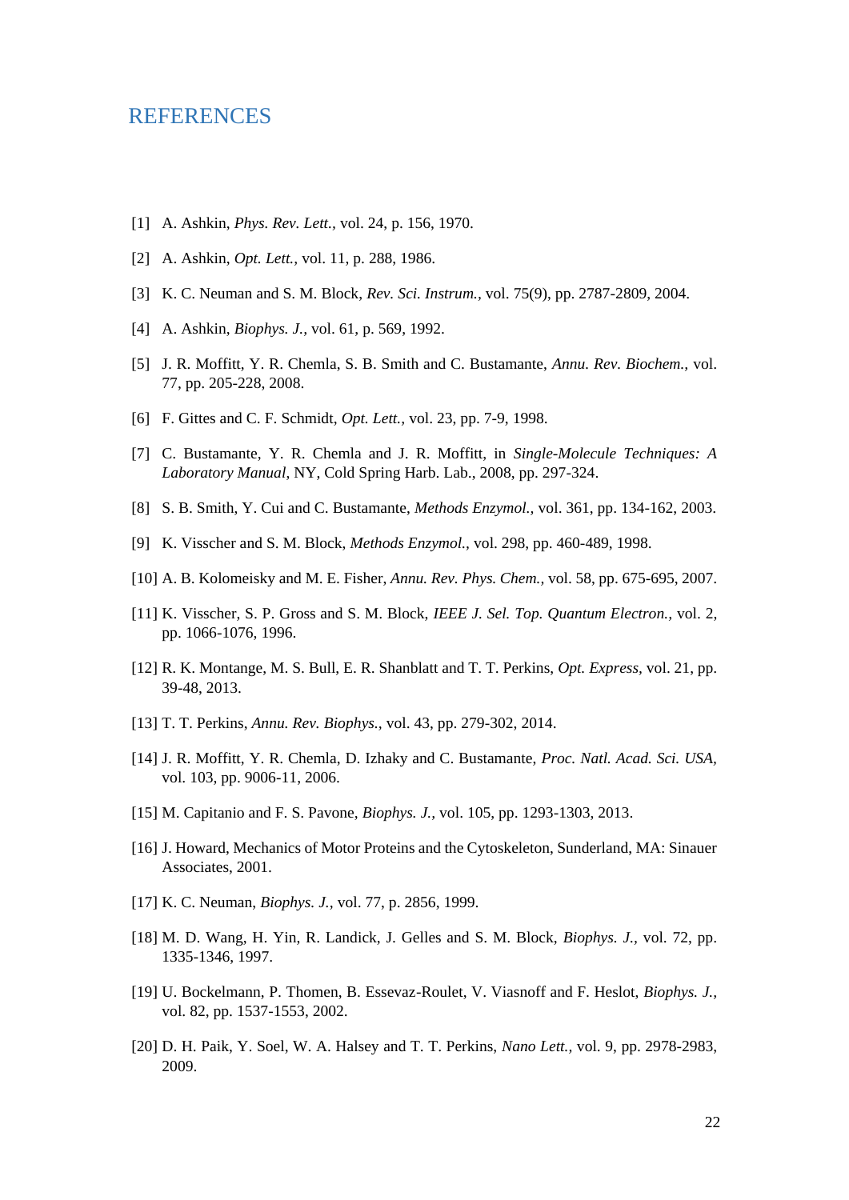# REFERENCES

[1] A. Ashkin, *Phys. Rev. Lett.*, vol. 24, p. 156, 1970.

[2] A. Ashkin, *Opt. Lett.*, vol. 11, p. 288, 1986.

[3] K. C. Neuman and S. M. Block, *Rev. Sci. Instrum.*, vol. 75(9), pp. 2787-2809, 2004.

[4] A. Ashkin, *Biophys. J.*, vol. 61, p. 569, 1992.

[5] J. R. Moffitt, Y. R. Chemla, S. B. Smith and C. Bustamante, *Annu. Rev. Biochem.*, vol. 77, pp. 205-228, 2008.

[6] F. Gittes and C. F. Schmidt, *Opt. Lett.*, vol. 23, pp. 7-9, 1998.

[7] C. Bustamante, Y. R. Chemla and J. R. Moffitt, in *Single-Molecule Techniques: A Laboratory Manual*, NY, Cold Spring Harb. Lab., 2008, pp. 297-324.

[8] S. B. Smith, Y. Cui and C. Bustamante, *Methods Enzymol.*, vol. 361, pp. 134-162, 2003.

[9] K. Visscher and S. M. Block, *Methods Enzymol.*, vol. 298, pp. 460-489, 1998.

[10] A. B. Kolomeisky and M. E. Fisher, *Annu. Rev. Phys. Chem.*, vol. 58, pp. 675-695, 2007.

[11] K. Visscher, S. P. Gross and S. M. Block, *IEEE J. Sel. Top. Quantum Electron.*, vol. 2, pp. 1066-1076, 1996.

[12] R. K. Montange, M. S. Bull, E. R. Shanblatt and T. T. Perkins, *Opt. Express*, vol. 21, pp. 39-48, 2013.

[13] T. T. Perkins, *Annu. Rev. Biophys.*, vol. 43, pp. 279-302, 2014.

[14] J. R. Moffitt, Y. R. Chemla, D. Izhaky and C. Bustamante, *Proc. Natl. Acad. Sci. USA*, vol. 103, pp. 9006-11, 2006.

[15] M. Capitanio and F. S. Pavone, *Biophys. J.*, vol. 105, pp. 1293-1303, 2013.

[16] J. Howard, Mechanics of Motor Proteins and the Cytoskeleton, Sunderland, MA: Sinauer Associates, 2001.

[17] K. C. Neuman, *Biophys. J.*, vol. 77, p. 2856, 1999.

[18] M. D. Wang, H. Yin, R. Landick, J. Gelles and S. M. Block, *Biophys. J.*, vol. 72, pp. 1335-1346, 1997.

[19] U. Bockelmann, P. Thomen, B. Essevaz-Roulet, V. Viasnoff and F. Heslot, *Biophys. J.*, vol. 82, pp. 1537-1553, 2002.

[20] D. H. Paik, Y. Soel, W. A. Halsey and T. T. Perkins, *Nano Lett.*, vol. 9, pp. 2978-2983, 2009.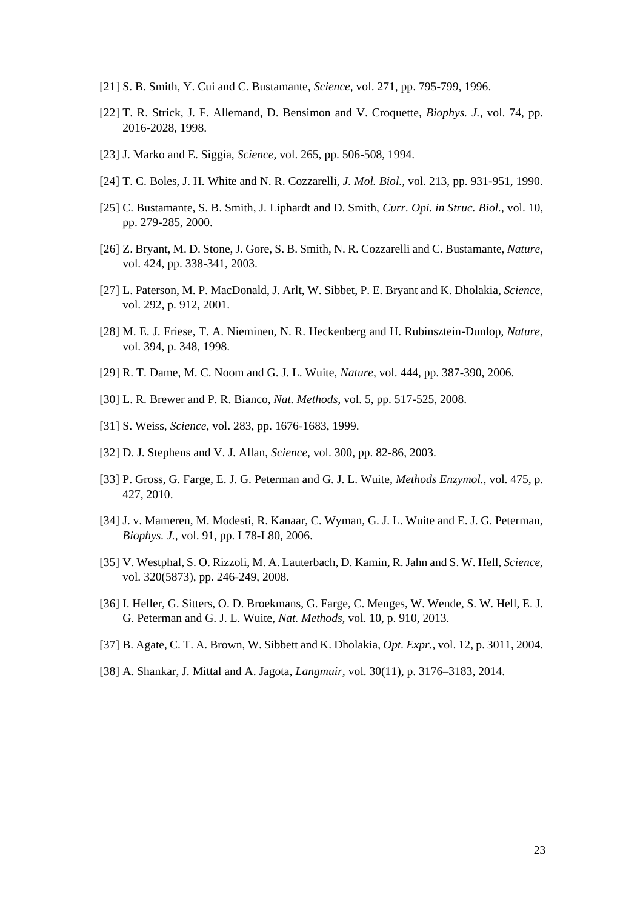[21] S. B. Smith, Y. Cui and C. Bustamante, *Science,* vol. 271, pp. 795-799, 1996.

[22] T. R. Strick, J. F. Allemand, D. Bensimon and V. Croquette, *Biophys. J.,* vol. 74, pp. 2016-2028, 1998.

[23] J. Marko and E. Siggia, *Science,* vol. 265, pp. 506-508, 1994.

[24] T. C. Boles, J. H. White and N. R. Cozzarelli, *J. Mol. Biol.,* vol. 213, pp. 931-951, 1990.

[25] C. Bustamante, S. B. Smith, J. Liphardt and D. Smith, *Curr. Opi. in Struc. Biol.,* vol. 10, pp. 279-285, 2000.

[26] Z. Bryant, M. D. Stone, J. Gore, S. B. Smith, N. R. Cozzarelli and C. Bustamante, *Nature,* vol. 424, pp. 338-341, 2003.

[27] L. Paterson, M. P. MacDonald, J. Arlt, W. Sibbet, P. E. Bryant and K. Dholakia, *Science,* vol. 292, p. 912, 2001.

[28] M. E. J. Friese, T. A. Nieminen, N. R. Heckenberg and H. Rubinsztein-Dunlop, *Nature,* vol. 394, p. 348, 1998.

[29] R. T. Dame, M. C. Noom and G. J. L. Wuite, *Nature,* vol. 444, pp. 387-390, 2006.

[30] L. R. Brewer and P. R. Bianco, *Nat. Methods,* vol. 5, pp. 517-525, 2008.

[31] S. Weiss, *Science,* vol. 283, pp. 1676-1683, 1999.

[32] D. J. Stephens and V. J. Allan, *Science,* vol. 300, pp. 82-86, 2003.

[33] P. Gross, G. Farge, E. J. G. Peterman and G. J. L. Wuite, *Methods Enzymol.,* vol. 475, p. 427, 2010.

[34] J. v. Mameren, M. Modesti, R. Kanaar, C. Wyman, G. J. L. Wuite and E. J. G. Peterman, *Biophys. J.,* vol. 91, pp. L78-L80, 2006.

[35] V. Westphal, S. O. Rizzoli, M. A. Lauterbach, D. Kamin, R. Jahn and S. W. Hell, *Science,* vol. 320(5873), pp. 246-249, 2008.

[36] I. Heller, G. Sitters, O. D. Broekmans, G. Farge, C. Menges, W. Wende, S. W. Hell, E. J. G. Peterman and G. J. L. Wuite, *Nat. Methods,* vol. 10, p. 910, 2013.

[37] B. Agate, C. T. A. Brown, W. Sibbett and K. Dholakia, *Opt. Expr.,* vol. 12, p. 3011, 2004.

[38] A. Shankar, J. Mittal and A. Jagota, *Langmuir,* vol. 30(11), p. 3176–3183, 2014.